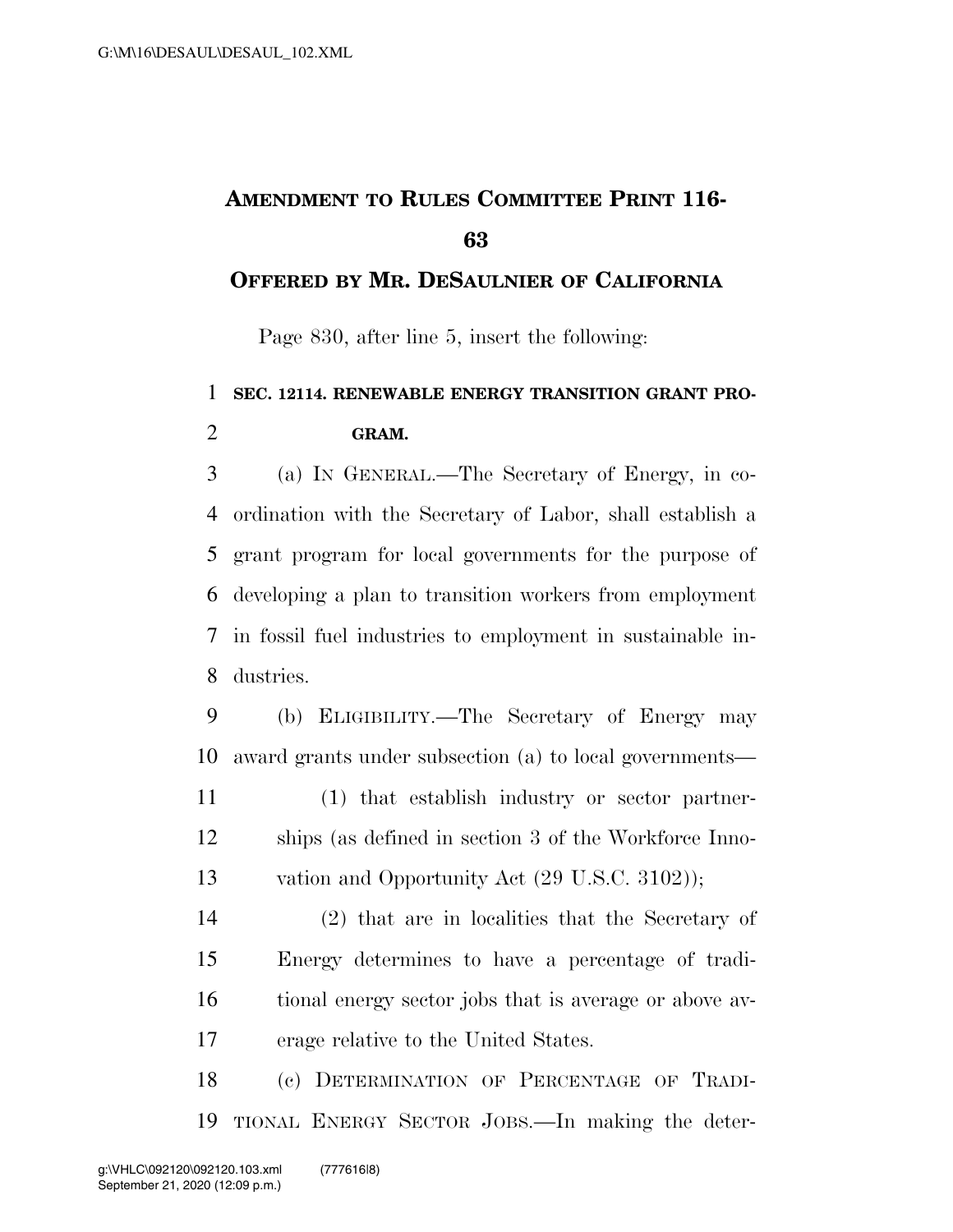# AMENDMENT TO RULES COMMITTEE PRINT 116-63

## OFFERED BY MR. DESAULNIER OF CALIFORNIA

Page 830, after line 5, insert the following:

**SEC. 12114. RENEWABLE ENERGY TRANSITION GRANT PROGRAM.**

(a) IN GENERAL.—The Secretary of Energy, in coordination with the Secretary of Labor, shall establish a grant program for local governments for the purpose of developing a plan to transition workers from employment in fossil fuel industries to employment in sustainable industries.

(b) ELIGIBILITY.—The Secretary of Energy may award grants under subsection (a) to local governments—

(1) that establish industry or sector partnerships (as defined in section 3 of the Workforce Innovation and Opportunity Act (29 U.S.C. 3102));

(2) that are in localities that the Secretary of Energy determines to have a percentage of traditional energy sector jobs that is average or above average relative to the United States.

(c) DETERMINATION OF PERCENTAGE OF TRADITIONAL ENERGY SECTOR JOBS.—In making the deter-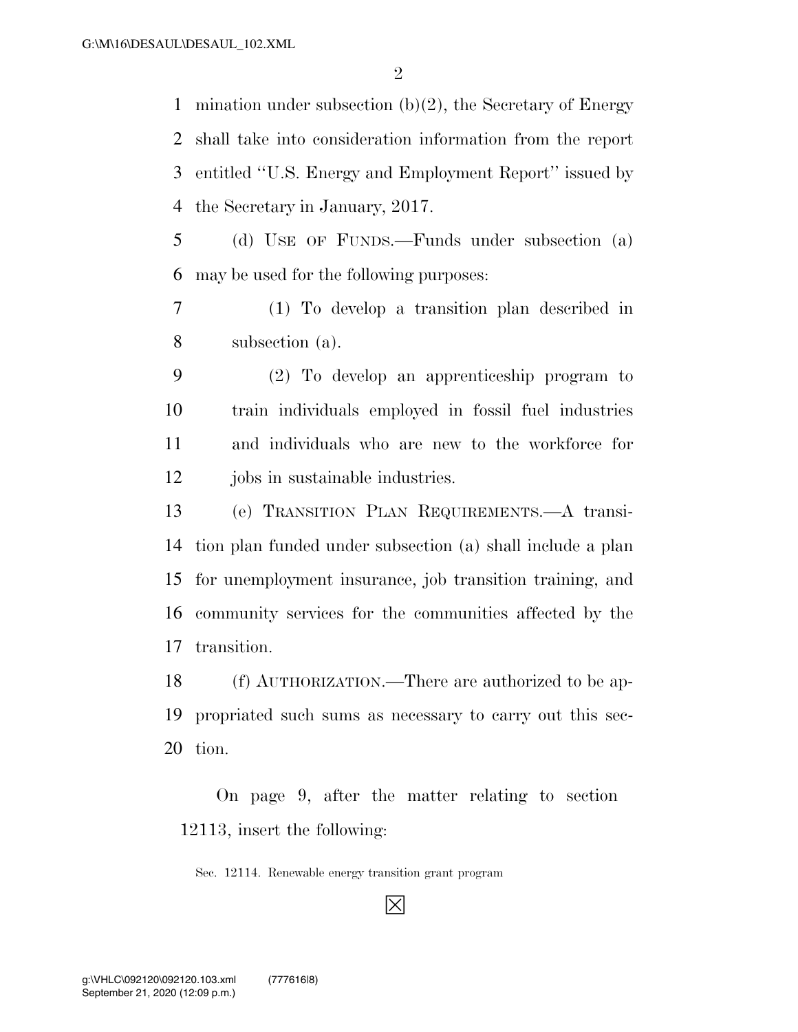mination under subsection (b)(2), the Secretary of Energy shall take into consideration information from the report entitled "U.S. Energy and Employment Report" issued by the Secretary in January, 2017.

(d) USE OF FUNDS.—Funds under subsection (a) may be used for the following purposes:

(1) To develop a transition plan described in subsection (a).

(2) To develop an apprenticeship program to train individuals employed in fossil fuel industries and individuals who are new to the workforce for jobs in sustainable industries.

(e) TRANSITION PLAN REQUIREMENTS.—A transition plan funded under subsection (a) shall include a plan for unemployment insurance, job transition training, and community services for the communities affected by the transition.

(f) AUTHORIZATION.—There are authorized to be appropriated such sums as necessary to carry out this section.

On page 9, after the matter relating to section 12113, insert the following:

Sec. 12114. Renewable energy transition grant program